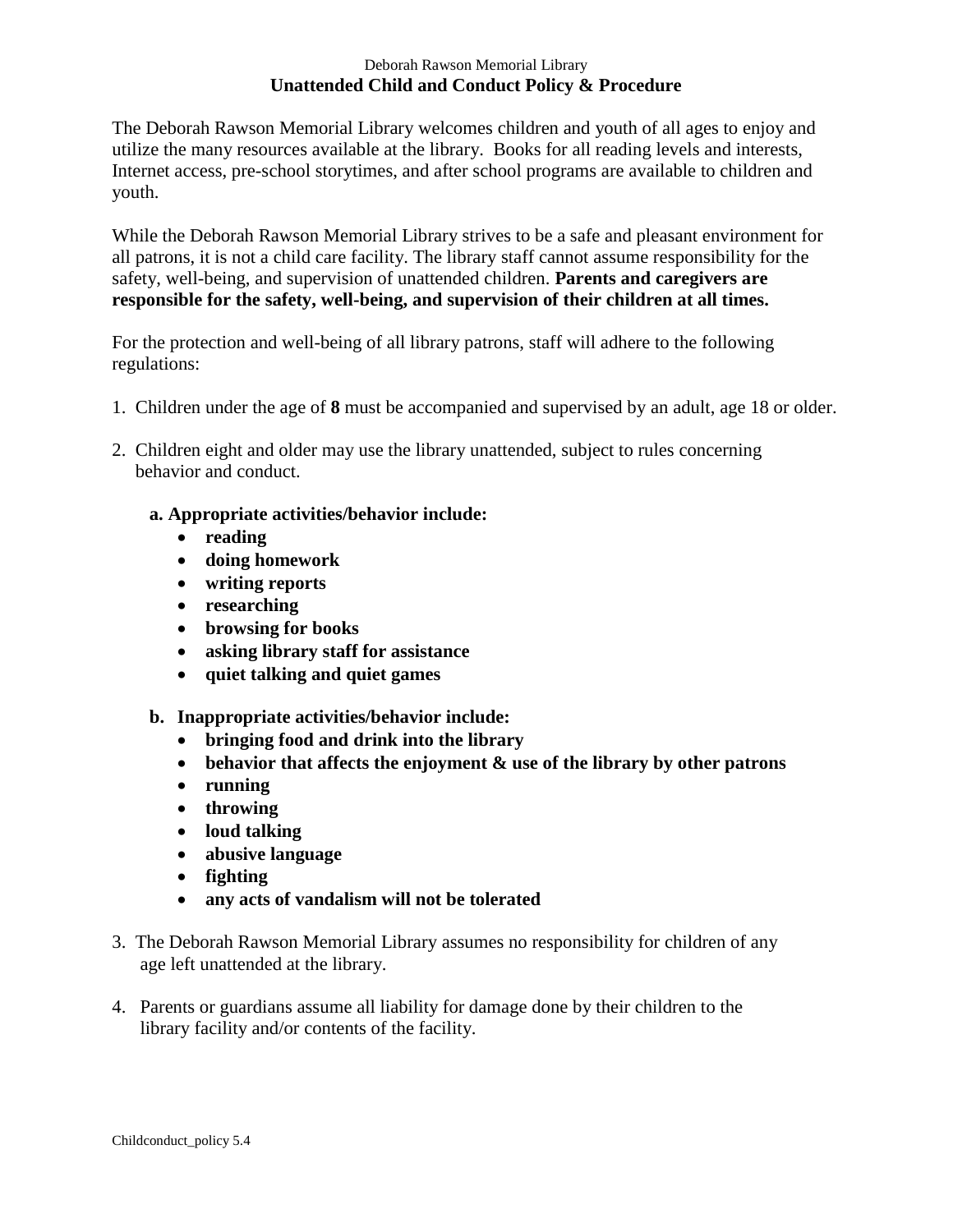Deborah Rawson Memorial Library

# Unattended Child and Conduct Policy & Procedure

The Deborah Rawson Memorial Library welcomes children and youth of all ages to enjoy and utilize the many resources available at the library. Books for all reading levels and interests, Internet access, pre-school storytimes, and after school programs are available to children and youth.

While the Deborah Rawson Memorial Library strives to be a safe and pleasant environment for all patrons, it is not a child care facility. The library staff cannot assume responsibility for the safety, well-being, and supervision of unattended children. **Parents and caregivers are responsible for the safety, well-being, and supervision of their children at all times.**

For the protection and well-being of all library patrons, staff will adhere to the following regulations:

1. Children under the age of **8** must be accompanied and supervised by an adult, age 18 or older.

2. Children eight and older may use the library unattended, subject to rules concerning behavior and conduct.

   **a. Appropriate activities/behavior include:**
   - **reading**
   - **doing homework**
   - **writing reports**
   - **researching**
   - **browsing for books**
   - **asking library staff for assistance**
   - **quiet talking and quiet games**

   **b. Inappropriate activities/behavior include:**
   - **bringing food and drink into the library**
   - **behavior that affects the enjoyment & use of the library by other patrons**
   - **running**
   - **throwing**
   - **loud talking**
   - **abusive language**
   - **fighting**
   - **any acts of vandalism will not be tolerated**

3. The Deborah Rawson Memorial Library assumes no responsibility for children of any age left unattended at the library.

4. Parents or guardians assume all liability for damage done by their children to the library facility and/or contents of the facility.

Childconduct_policy 5.4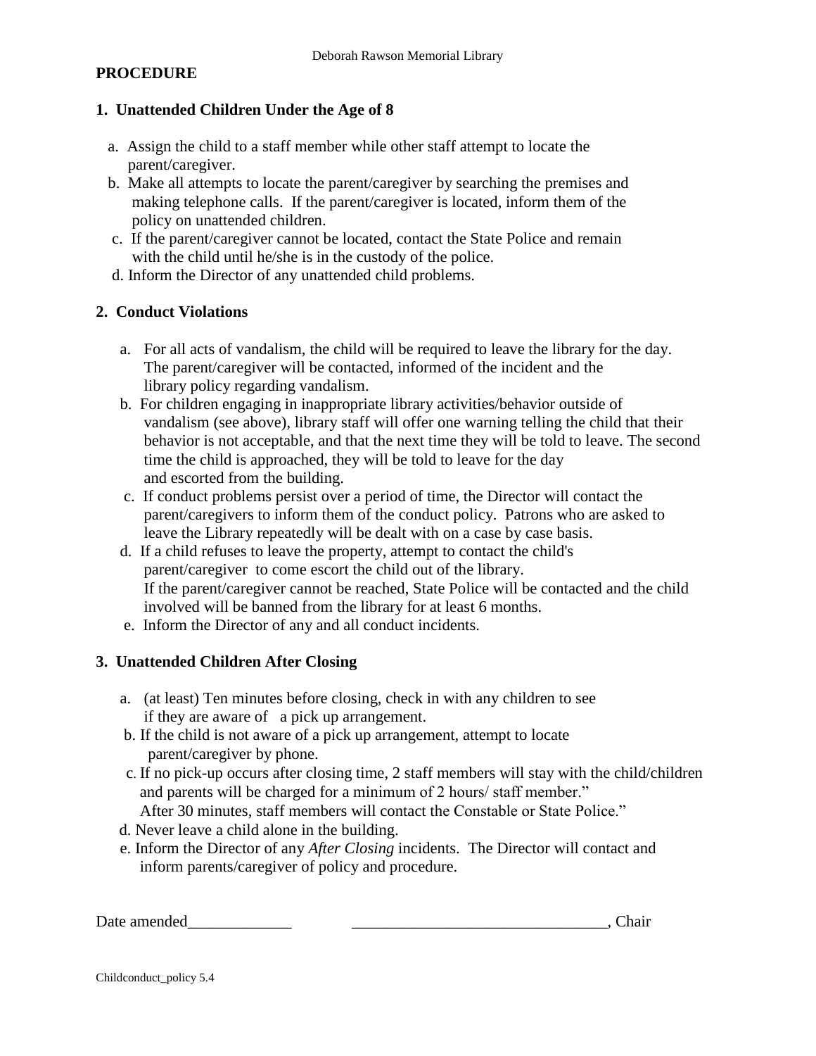**PROCEDURE**

**1. Unattended Children Under the Age of 8**

a. Assign the child to a staff member while other staff attempt to locate the parent/caregiver.
b. Make all attempts to locate the parent/caregiver by searching the premises and making telephone calls. If the parent/caregiver is located, inform them of the policy on unattended children.
c. If the parent/caregiver cannot be located, contact the State Police and remain with the child until he/she is in the custody of the police.
d. Inform the Director of any unattended child problems.

**2. Conduct Violations**

a. For all acts of vandalism, the child will be required to leave the library for the day. The parent/caregiver will be contacted, informed of the incident and the library policy regarding vandalism.
b. For children engaging in inappropriate library activities/behavior outside of vandalism (see above), library staff will offer one warning telling the child that their behavior is not acceptable, and that the next time they will be told to leave. The second time the child is approached, they will be told to leave for the day and escorted from the building.
c. If conduct problems persist over a period of time, the Director will contact the parent/caregivers to inform them of the conduct policy. Patrons who are asked to leave the Library repeatedly will be dealt with on a case by case basis.
d. If a child refuses to leave the property, attempt to contact the child's parent/caregiver to come escort the child out of the library. If the parent/caregiver cannot be reached, State Police will be contacted and the child involved will be banned from the library for at least 6 months.
e. Inform the Director of any and all conduct incidents.

**3. Unattended Children After Closing**

a. (at least) Ten minutes before closing, check in with any children to see if they are aware of a pick up arrangement.
b. If the child is not aware of a pick up arrangement, attempt to locate parent/caregiver by phone.
c. If no pick-up occurs after closing time, 2 staff members will stay with the child/children and parents will be charged for a minimum of 2 hours/ staff member." After 30 minutes, staff members will contact the Constable or State Police."
d. Never leave a child alone in the building.
e. Inform the Director of any *After Closing* incidents. The Director will contact and inform parents/caregiver of policy and procedure.

Date amended_____________ ________________________________, Chair

Childconduct_policy 5.4